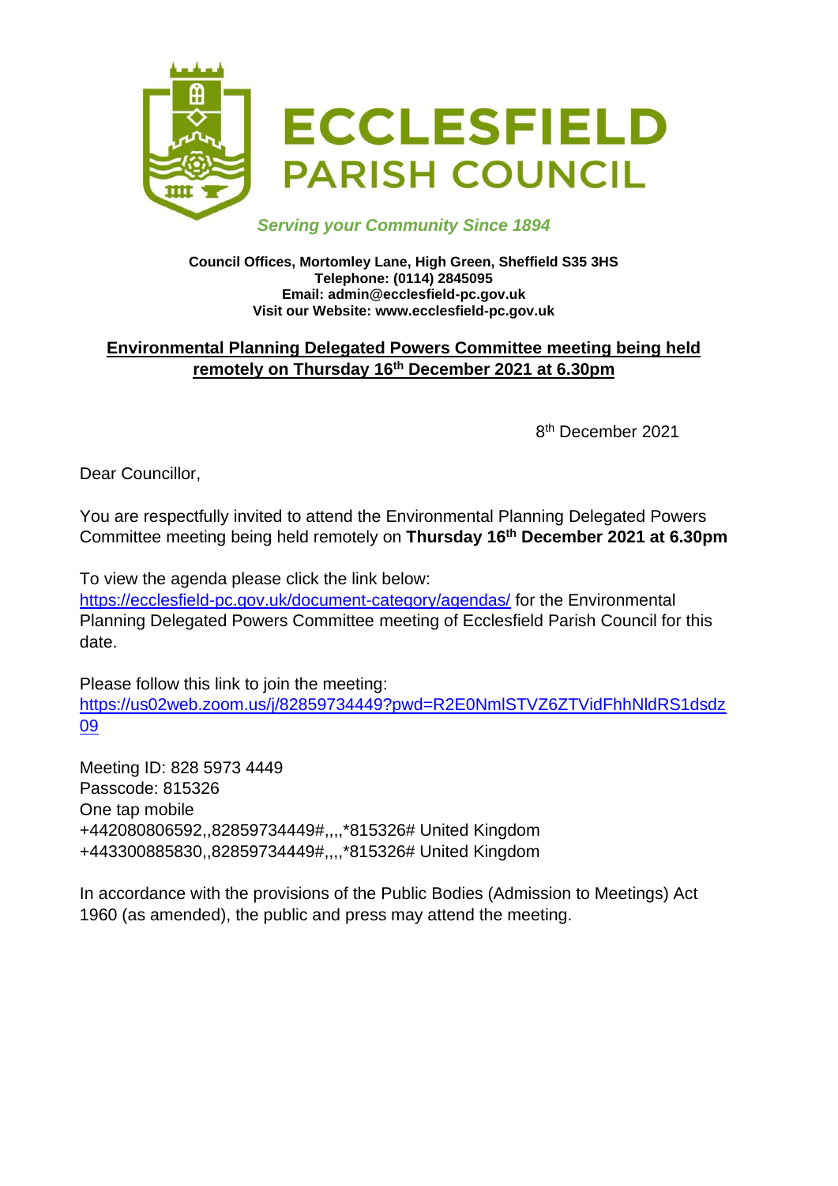# ECCLESFIELD PARISH COUNCIL

*Serving your Community Since 1894*

**Council Offices, Mortomley Lane, High Green, Sheffield S35 3HS**
**Telephone: (0114) 2845095**
**Email: admin@ecclesfield-pc.gov.uk**
**Visit our Website: www.ecclesfield-pc.gov.uk**

## Environmental Planning Delegated Powers Committee meeting being held remotely on Thursday 16th December 2021 at 6.30pm

8th December 2021

Dear Councillor,

You are respectfully invited to attend the Environmental Planning Delegated Powers Committee meeting being held remotely on **Thursday 16th December 2021 at 6.30pm**

To view the agenda please click the link below:
https://ecclesfield-pc.gov.uk/document-category/agendas/ for the Environmental Planning Delegated Powers Committee meeting of Ecclesfield Parish Council for this date.

Please follow this link to join the meeting:
https://us02web.zoom.us/j/82859734449?pwd=R2E0NmlSTVZ6ZTVidFhhNldRS1dsdz09

Meeting ID: 828 5973 4449
Passcode: 815326
One tap mobile
+442080806592,,82859734449#,,,,*815326# United Kingdom
+443300885830,,82859734449#,,,,*815326# United Kingdom

In accordance with the provisions of the Public Bodies (Admission to Meetings) Act 1960 (as amended), the public and press may attend the meeting.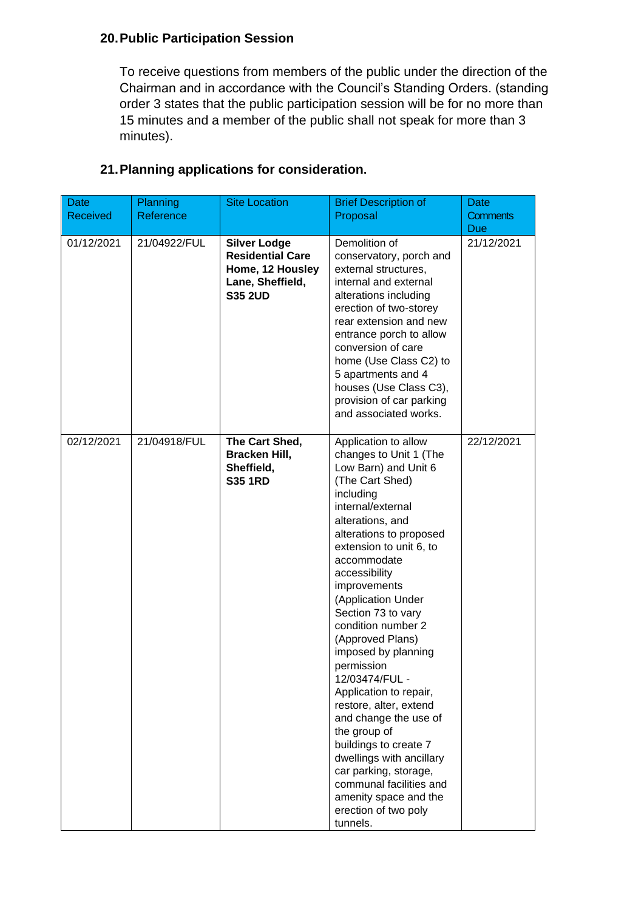## 20. Public Participation Session

To receive questions from members of the public under the direction of the Chairman and in accordance with the Council's Standing Orders. (standing order 3 states that the public participation session will be for no more than 15 minutes and a member of the public shall not speak for more than 3 minutes).

## 21. Planning applications for consideration.

| Date Received | Planning Reference | Site Location | Brief Description of Proposal | Date Comments Due |
|---|---|---|---|---|
| 01/12/2021 | 21/04922/FUL | **Silver Lodge Residential Care Home, 12 Housley Lane, Sheffield, S35 2UD** | Demolition of conservatory, porch and external structures, internal and external alterations including erection of two-storey rear extension and new entrance porch to allow conversion of care home (Use Class C2) to 5 apartments and 4 houses (Use Class C3), provision of car parking and associated works. | 21/12/2021 |
| 02/12/2021 | 21/04918/FUL | **The Cart Shed, Bracken Hill, Sheffield, S35 1RD** | Application to allow changes to Unit 1 (The Low Barn) and Unit 6 (The Cart Shed) including internal/external alterations, and alterations to proposed extension to unit 6, to accommodate accessibility improvements (Application Under Section 73 to vary condition number 2 (Approved Plans) imposed by planning permission 12/03474/FUL - Application to repair, restore, alter, extend and change the use of the group of buildings to create 7 dwellings with ancillary car parking, storage, communal facilities and amenity space and the erection of two poly tunnels. | 22/12/2021 |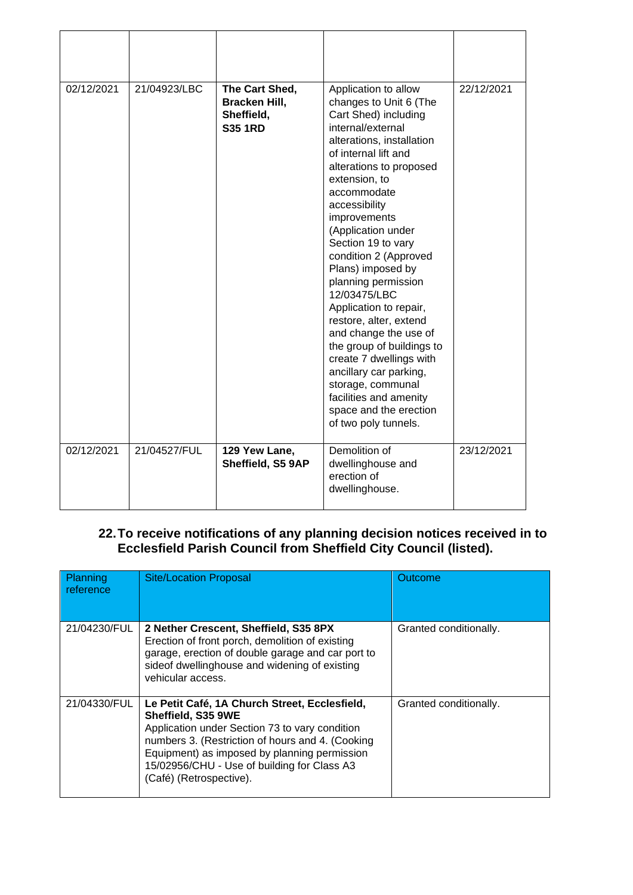| | | | | |
|---|---|---|---|---|
| 02/12/2021 | 21/04923/LBC | **The Cart Shed, Bracken Hill, Sheffield, S35 1RD** | Application to allow changes to Unit 6 (The Cart Shed) including internal/external alterations, installation of internal lift and alterations to proposed extension, to accommodate accessibility improvements (Application under Section 19 to vary condition 2 (Approved Plans) imposed by planning permission 12/03475/LBC Application to repair, restore, alter, extend and change the use of the group of buildings to create 7 dwellings with ancillary car parking, storage, communal facilities and amenity space and the erection of two poly tunnels. | 22/12/2021 |
| 02/12/2021 | 21/04527/FUL | **129 Yew Lane, Sheffield, S5 9AP** | Demolition of dwellinghouse and erection of dwellinghouse. | 23/12/2021 |

## 22. To receive notifications of any planning decision notices received in to Ecclesfield Parish Council from Sheffield City Council (listed).

| Planning reference | Site/Location Proposal | Outcome |
|---|---|---|
| 21/04230/FUL | **2 Nether Crescent, Sheffield, S35 8PX** Erection of front porch, demolition of existing garage, erection of double garage and car port to sideof dwellinghouse and widening of existing vehicular access. | Granted conditionally. |
| 21/04330/FUL | **Le Petit Café, 1A Church Street, Ecclesfield, Sheffield, S35 9WE** Application under Section 73 to vary condition numbers 3. (Restriction of hours and 4. (Cooking Equipment) as imposed by planning permission 15/02956/CHU - Use of building for Class A3 (Café) (Retrospective). | Granted conditionally. |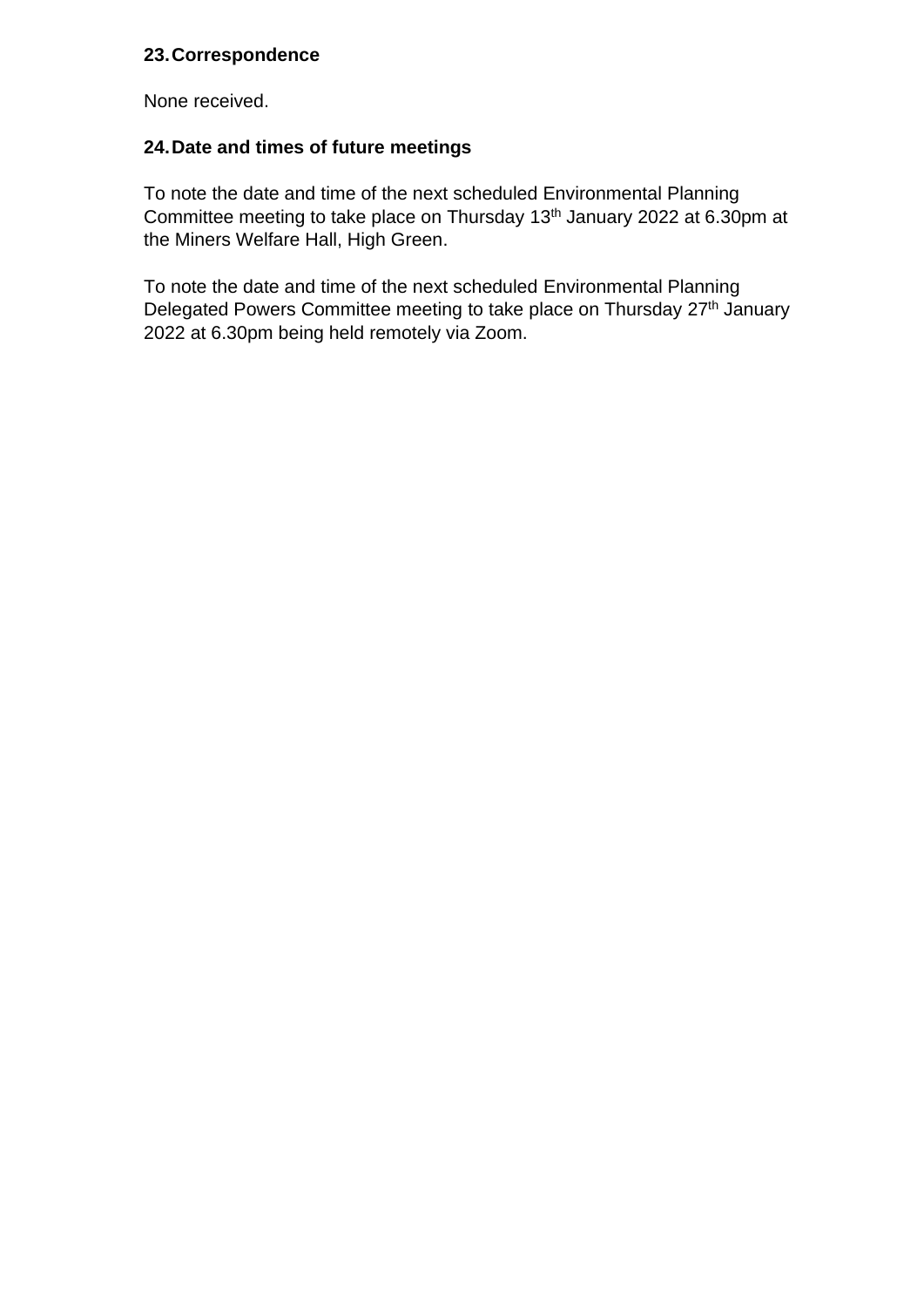**23. Correspondence**

None received.

**24. Date and times of future meetings**

To note the date and time of the next scheduled Environmental Planning Committee meeting to take place on Thursday 13th January 2022 at 6.30pm at the Miners Welfare Hall, High Green.

To note the date and time of the next scheduled Environmental Planning Delegated Powers Committee meeting to take place on Thursday 27th January 2022 at 6.30pm being held remotely via Zoom.